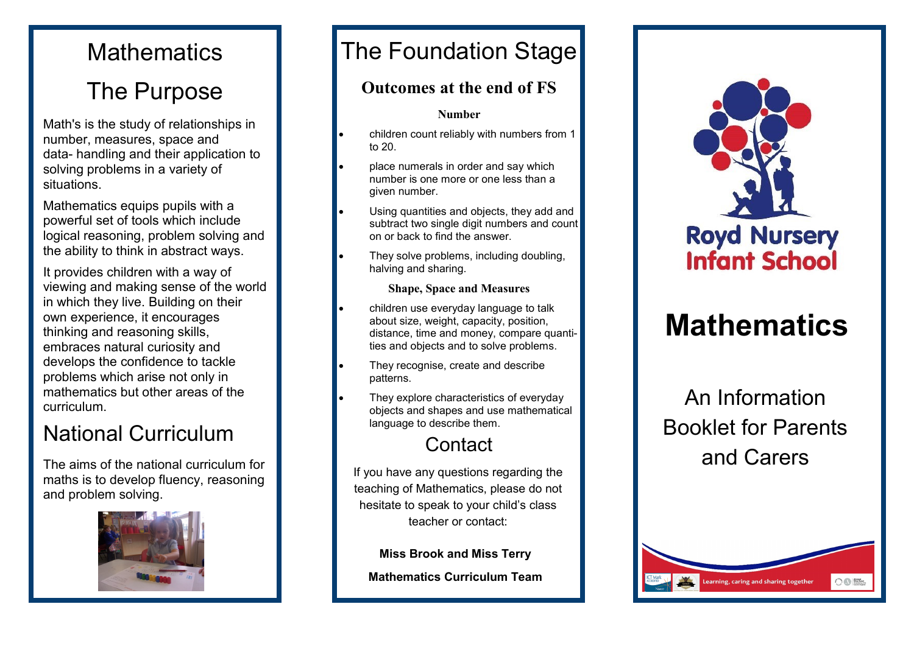# Mathematics

## The Purpose

Math's is the study of relationships in number, measures, space and data- handling and their application to solving problems in a variety of situations.

Mathematics equips pupils with a powerful set of tools which include logical reasoning, problem solving and the ability to think in abstract ways.

It provides children with a way of viewing and making sense of the world in which they live. Building on their own experience, it encourages thinking and reasoning skills, embraces natural curiosity and develops the confidence to tackle problems which arise not only in mathematics but other areas of the curriculum.

## National Curriculum

The aims of the national curriculum for maths is to develop fluency, reasoning and problem solving.

# The Foundation Stage

## Outcomes at the end of FS

### Number

- children count reliably with numbers from 1 to 20.
- place numerals in order and say which number is one more or one less than a given number.
- Using quantities and objects, they add and subtract two single digit numbers and count on or back to find the answer.
- They solve problems, including doubling, halving and sharing.

### Shape, Space and Measures

- children use everyday language to talk about size, weight, capacity, position, distance, time and money, compare quantities and objects and to solve problems.
- They recognise, create and describe patterns.
- They explore characteristics of everyday objects and shapes and use mathematical language to describe them.

## Contact

If you have any questions regarding the teaching of Mathematics, please do not hesitate to speak to your child's class teacher or contact:

**Miss Brook and Miss Terry**

**Mathematics Curriculum Team**

Royd Nursery Infant School

# Mathematics

An Information Booklet for Parents and Carers

Learning, caring and sharing together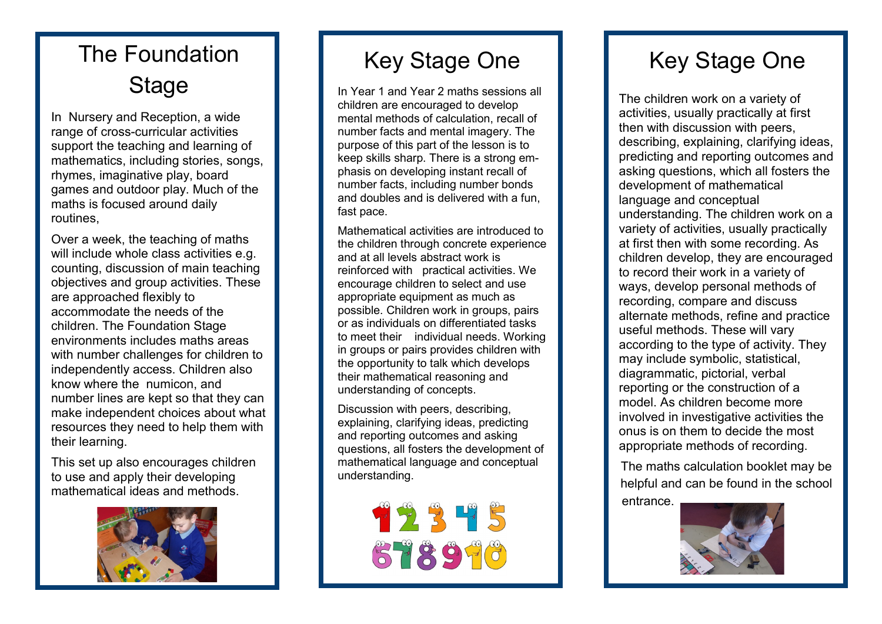# The Foundation Stage

In Nursery and Reception, a wide range of cross-curricular activities support the teaching and learning of mathematics, including stories, songs, rhymes, imaginative play, board games and outdoor play. Much of the maths is focused around daily routines,

Over a week, the teaching of maths will include whole class activities e.g. counting, discussion of main teaching objectives and group activities. These are approached flexibly to accommodate the needs of the children. The Foundation Stage environments includes maths areas with number challenges for children to independently access. Children also know where the numicon, and number lines are kept so that they can make independent choices about what resources they need to help them with their learning.

This set up also encourages children to use and apply their developing mathematical ideas and methods.

# Key Stage One

In Year 1 and Year 2 maths sessions all children are encouraged to develop mental methods of calculation, recall of number facts and mental imagery. The purpose of this part of the lesson is to keep skills sharp. There is a strong emphasis on developing instant recall of number facts, including number bonds and doubles and is delivered with a fun, fast pace.

Mathematical activities are introduced to the children through concrete experience and at all levels abstract work is reinforced with practical activities. We encourage children to select and use appropriate equipment as much as possible. Children work in groups, pairs or as individuals on differentiated tasks to meet their individual needs. Working in groups or pairs provides children with the opportunity to talk which develops their mathematical reasoning and understanding of concepts.

Discussion with peers, describing, explaining, clarifying ideas, predicting and reporting outcomes and asking questions, all fosters the development of mathematical language and conceptual understanding.

# Key Stage One

The children work on a variety of activities, usually practically at first then with discussion with peers, describing, explaining, clarifying ideas, predicting and reporting outcomes and asking questions, which all fosters the development of mathematical language and conceptual understanding. The children work on a variety of activities, usually practically at first then with some recording. As children develop, they are encouraged to record their work in a variety of ways, develop personal methods of recording, compare and discuss alternate methods, refine and practice useful methods. These will vary according to the type of activity. They may include symbolic, statistical, diagrammatic, pictorial, verbal reporting or the construction of a model. As children become more involved in investigative activities the onus is on them to decide the most appropriate methods of recording.

The maths calculation booklet may be helpful and can be found in the school entrance.